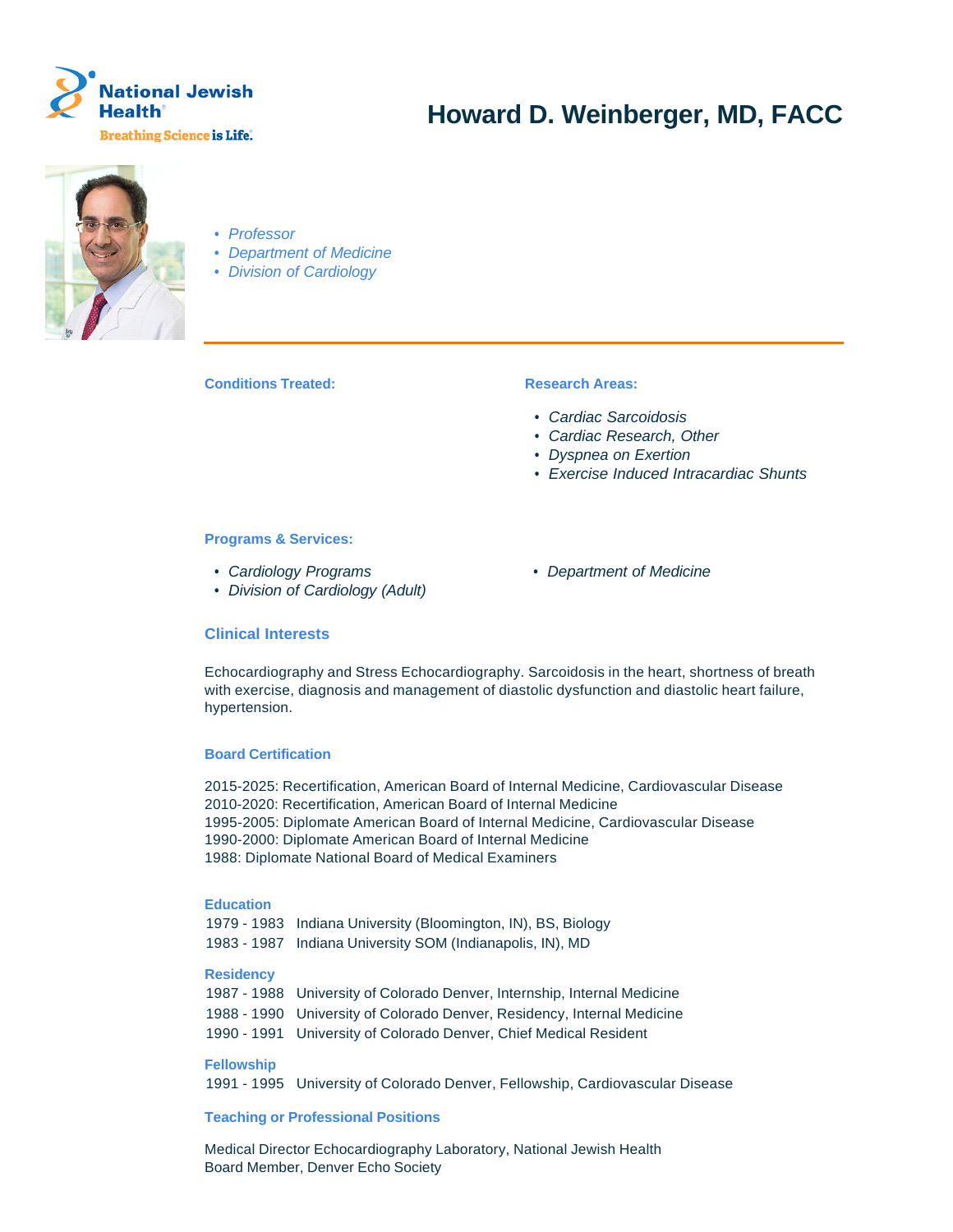National Jewish Health

Breathing Science is Life.

# Howard D. Weinberger, MD, FACC

- *Professor*
- *Department of Medicine*
- *Division of Cardiology*

**Conditions Treated:**

**Research Areas:**

- *Cardiac Sarcoidosis*
- *Cardiac Research, Other*
- *Dyspnea on Exertion*
- *Exercise Induced Intracardiac Shunts*

**Programs & Services:**

- *Cardiology Programs*
- *Division of Cardiology (Adult)*
- *Department of Medicine*

## Clinical Interests

Echocardiography and Stress Echocardiography. Sarcoidosis in the heart, shortness of breath with exercise, diagnosis and management of diastolic dysfunction and diastolic heart failure, hypertension.

### Board Certification

2015-2025: Recertification, American Board of Internal Medicine, Cardiovascular Disease
2010-2020: Recertification, American Board of Internal Medicine
1995-2005: Diplomate American Board of Internal Medicine, Cardiovascular Disease
1990-2000: Diplomate American Board of Internal Medicine
1988: Diplomate National Board of Medical Examiners

### Education

1979 - 1983 Indiana University (Bloomington, IN), BS, Biology
1983 - 1987 Indiana University SOM (Indianapolis, IN), MD

### Residency

1987 - 1988 University of Colorado Denver, Internship, Internal Medicine
1988 - 1990 University of Colorado Denver, Residency, Internal Medicine
1990 - 1991 University of Colorado Denver, Chief Medical Resident

### Fellowship

1991 - 1995 University of Colorado Denver, Fellowship, Cardiovascular Disease

### Teaching or Professional Positions

Medical Director Echocardiography Laboratory, National Jewish Health
Board Member, Denver Echo Society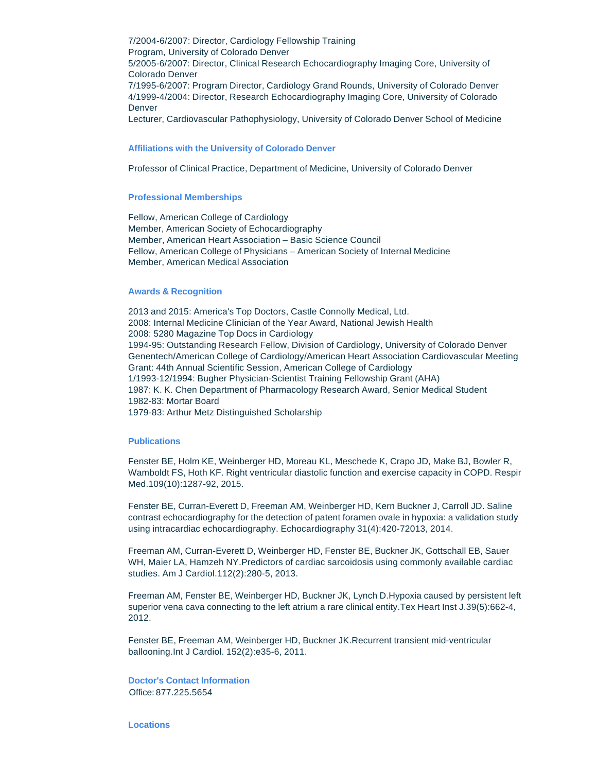7/2004-6/2007: Director, Cardiology Fellowship Training Program, University of Colorado Denver
5/2005-6/2007: Director, Clinical Research Echocardiography Imaging Core, University of Colorado Denver
7/1995-6/2007: Program Director, Cardiology Grand Rounds, University of Colorado Denver
4/1999-4/2004: Director, Research Echocardiography Imaging Core, University of Colorado Denver
Lecturer, Cardiovascular Pathophysiology, University of Colorado Denver School of Medicine

### Affiliations with the University of Colorado Denver

Professor of Clinical Practice, Department of Medicine, University of Colorado Denver

### Professional Memberships

Fellow, American College of Cardiology
Member, American Society of Echocardiography
Member, American Heart Association – Basic Science Council
Fellow, American College of Physicians – American Society of Internal Medicine
Member, American Medical Association

### Awards & Recognition

2013 and 2015: America's Top Doctors, Castle Connolly Medical, Ltd.
2008: Internal Medicine Clinician of the Year Award, National Jewish Health
2008: 5280 Magazine Top Docs in Cardiology
1994-95: Outstanding Research Fellow, Division of Cardiology, University of Colorado Denver
Genentech/American College of Cardiology/American Heart Association Cardiovascular Meeting Grant: 44th Annual Scientific Session, American College of Cardiology
1/1993-12/1994: Bugher Physician-Scientist Training Fellowship Grant (AHA)
1987: K. K. Chen Department of Pharmacology Research Award, Senior Medical Student
1982-83: Mortar Board
1979-83: Arthur Metz Distinguished Scholarship

### Publications

Fenster BE, Holm KE, Weinberger HD, Moreau KL, Meschede K, Crapo JD, Make BJ, Bowler R, Wamboldt FS, Hoth KF. Right ventricular diastolic function and exercise capacity in COPD. Respir Med.109(10):1287-92, 2015.

Fenster BE, Curran-Everett D, Freeman AM, Weinberger HD, Kern Buckner J, Carroll JD. Saline contrast echocardiography for the detection of patent foramen ovale in hypoxia: a validation study using intracardiac echocardiography. Echocardiography 31(4):420-72013, 2014.

Freeman AM, Curran-Everett D, Weinberger HD, Fenster BE, Buckner JK, Gottschall EB, Sauer WH, Maier LA, Hamzeh NY.Predictors of cardiac sarcoidosis using commonly available cardiac studies. Am J Cardiol.112(2):280-5, 2013.

Freeman AM, Fenster BE, Weinberger HD, Buckner JK, Lynch D.Hypoxia caused by persistent left superior vena cava connecting to the left atrium a rare clinical entity.Tex Heart Inst J.39(5):662-4, 2012.

Fenster BE, Freeman AM, Weinberger HD, Buckner JK.Recurrent transient mid-ventricular ballooning.Int J Cardiol. 152(2):e35-6, 2011.

### Doctor's Contact Information

Office: 877.225.5654

### Locations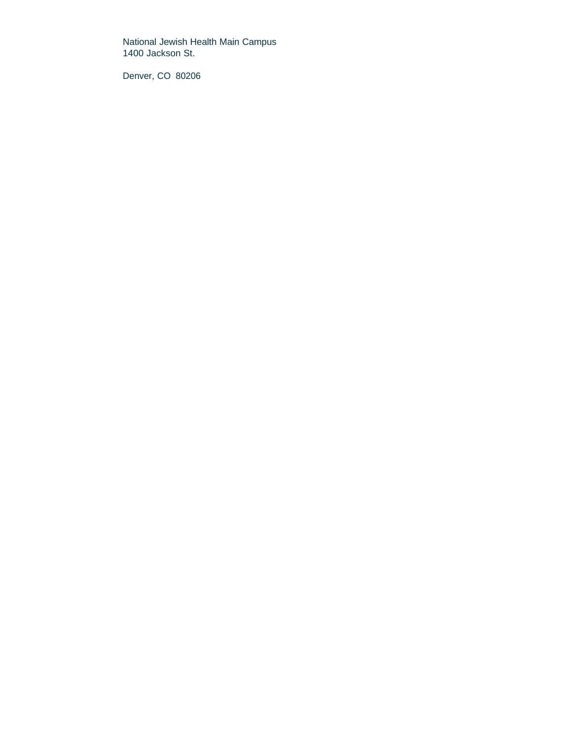National Jewish Health Main Campus
1400 Jackson St.

Denver, CO  80206